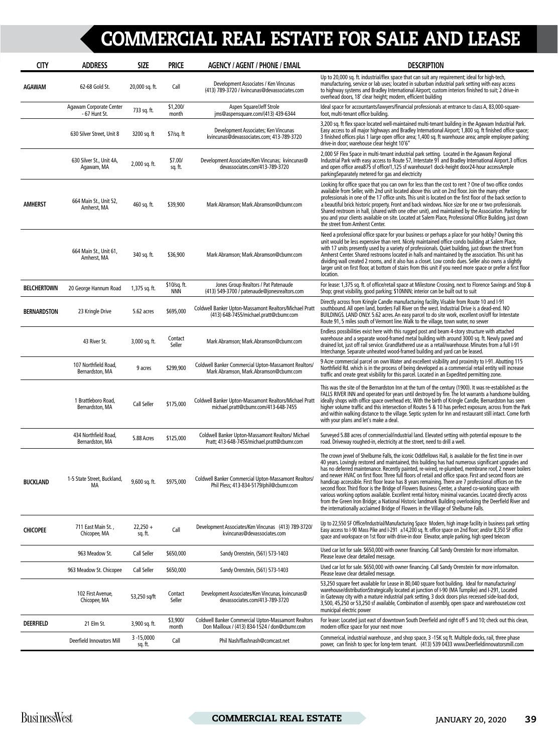# COMMERCIAL REAL ESTATE FOR SALE AND LEASE

| CITY | ADDRESS | SIZE | PRICE | AGENCY / AGENT / PHONE / EMAIL | DESCRIPTION |
|---|---|---|---|---|---|
| AGAWAM | 62-68 Gold St. | 20,000 sq. ft. | Call | Development Associates / Ken Vincunas (413) 789-3720 / kvincunas@devassociates.com | Up to 20,000 sq. ft. industrial/flex space that can suit any requirement; ideal for high-tech, manufacturing, service or lab uses; located in suburban industrial park setting with easy access to highway systems and Bradley International Airport; custom interiors finished to suit; 2 drive-in overhead doors, 18' clear height; modern, efficient building |
| | Agawam Corporate Center - 67 Hunt St. | 733 sq. ft. | $1,200/ month | Aspen Square/Jeff Strole jms@aspensquare.com/(413) 439-6344 | Ideal space for accountants/lawyers/financial professionals at entrance to class A, 83,000-square-foot, multi-tenant office building. |
| | 630 Silver Street, Unit 8 | 3200 sq. ft | $7/sq. ft | Development Associates; Ken Vincunas kvincunas@devassociates.com; 413-789-3720 | 3,200 sq. ft flex space located well-maintained multi-tenant building in the Agawam Industrial Park. Easy access to all major highways and Bradley International Airport; 1,800 sq. ft finished office space; 3 finished offices plus 1 large open office area; 1,400 sq. ft warehouse area; ample employee parking; drive-in door; warehouse clear height 10'6" |
| | 630 Silver St., Unit 4A, Agawam, MA | 2,000 sq. ft. | $7.00/ sq. ft. | Development Associates/Ken Vincunas; kvincunas@ devassociates.com/413-789-3720 | 2,000 SF Flex Space in multi-tenant industrial park setting. Located in the Agawam Regional Industrial Park with easy access to Route 57, Interstate 91 and Bradley International Airport.3 offices and open office area875 sf of office/1,125 sf of warehouse1 dock-height door24-hour accessAmple parkingSeparately metered for gas and electricity |
| AMHERST | 664 Main St., Unit 52, Amherst, MA | 460 sq. ft. | $39,900 | Mark Abramson; Mark.Abramson@cbumr.com | Looking for office space that you can own for less than the cost to rent ? One of two office condos available from Seller, with 2nd unit located above this unit on 2nd floor. Join the many other professionals in one of the 17 office units. This unit is located on the first floor of the back section to a beautiful brick historic property. Front and back windows. Nice size for one or two professionals. Shared restroom in hall, (shared with one other unit), and maintained by the Association. Parking for you and your clients available on site. Located at Salem Place, Professional Office Building, just down the street from Amherst Center. |
| | 664 Main St., Unit 61, Amherst, MA | 340 sq. ft. | $36,900 | Mark Abramson; Mark.Abramson@cbumr.com | Need a professional office space for your business or perhaps a place for your hobby? Owning this unit would be less expensive than rent. Nicely maintained office condo building at Salem Place, with 17 units presently used by a variety of professionals. Quiet building, just down the street from Amherst Center. Shared restrooms located in halls and maintained by the association. This unit has dividing wall created 2 rooms, and it also has a closet. Low condo dues. Seller also owns a slightly larger unit on first floor, at bottom of stairs from this unit if you need more space or prefer a first floor location. |
| BELCHERTOWN | 20 George Hannum Road | 1,375 sq. ft. | $10/sq. ft. NNN | Jones Group Realtors / Pat Patenaude (413) 549-3700 / patenaude@jonesrealtors.com | For lease: 1,375 sq. ft. of office/retail space at Milestone Crossing, next to Florence Savings and Stop & Shop; great visibility, good parking; $10NNN; interior can be built out to suit |
| BERNARDSTON | 23 Kringle Drive | 5.62 acres | $695,000 | Coldwell Banker Upton-Massamont Realtors/Michael Pratt (413) 648-7455/michael.pratt@cbumr.com | Directly across from Kringle Candle manufacturing facility. Visable from Route 10 and I-91 southbound. All open land, borders Fall River on the west. Industrial Drive is a dead-end. NO BUILDINGS. LAND ONLY. 5.62 acres. An easy parcel to do site work, excellent on/off for Interstate Route 91, 5 miles south of Vermont line. Walk to the village, town water, no sewer |
| | 43 River St. | 3,000 sq. ft. | Contact Seller | Mark Abramson; Mark.Abramson@cbumr.com | Endless possibilities exist here with this rugged post and beam 4-story structure with attached warehouse and a separate wood-framed metal building with around 3000 sq. ft. Newly paved and drained lot, just off rail service. Grandfathered use as a retail/warehouse. Minutes from a full I-91 Interchange. Separate unheated wood-framed building and yard can be leased. |
| | 107 Northfield Road, Bernardston, MA | 9 acres | $299,900 | Coldwell Banker Commercial Upton-Massamont Realtors/ Mark Abramson, Mark.Abramson@cbumr.com | 9 Acre commercial parcel on own Water and excellent visibility and proximity to I-91. Abutting 115 Northfield Rd. which is in the process of being developed as a commercial retail entity will increase traffic and create great visibility for this parcel. Located in an Expedited permitting zone. |
| | 1 Brattleboro Road, Bernardston, MA | Call Seller | $175,000 | Coldwell Banker Upton-Massamont Realtors/Michael Pratt michael.pratt@cbumr.com/413-648-7455 | This was the site of the Bernardston Inn at the turn of the century (1900). It was re-established as the FALLS RIVER INN and operated for years until destroyed by fire. The lot warrants a handsome building, ideally shops with office space overhead etc. With the birth of Kringle Candle, Bernardston has seen higher volume traffic and this intersection of Routes 5 & 10 has perfect exposure, across from the Park and within walking distance to the village. Septic system for Inn and restaurant still intact. Come forth with your plans and let's make a deal. |
| | 434 Northfield Road, Bernardston, MA | 5.88 Acres | $125,000 | Coldwell Banker Upton-Massamont Realtors/ Michael Pratt; 413-648-7455/michael.pratt@cbumr.com | Surveyed 5.88 acres of commercial/industrial land. Elevated setting with potential exposure to the road. Driveway roughed-in, electricity at the street, need to drill a well. |
| BUCKLAND | 1-5 State Street, Buckland, MA | 9,600 sq. ft. | $975,000 | Coldwell Banker Commercial Upton-Massamont Realtors/ Phil Pless; 413-834-5179/phil@cbumr.com | The crown jewel of Shelburne Falls, the iconic Oddfellows Hall, is available for the first time in over 40 years. Lovingly restored and maintained, this building has had numerous significant upgrades and has no deferred maintenance. Recently painted, re-wired, re-plumbed, membrane roof, 2 newer boilers and newer HVAC on first floor. Three full floors of retail and office space. First and second floors are handicap accessible. First floor lease has 8 years remaining. There are 7 professional offices on the second floor. Third floor is the Bridge of Flowers Business Center, a shared co-working space with various working options available. Excellent rental history, minimal vacancies. Located directly across from the Green Iron Bridge; a National Historic landmark Building overlooking the Deerfield River and the internationally acclaimed Bridge of Flowers in the Village of Shelburne Falls. |
| CHICOPEE | 711 East Main St. , Chicopee, MA | 22,250 + sq. ft. | Call | Development Associates/Ken Vincunas (413) 789-3720/ kvincunas@devassociates.com | Up to 22,550 SF Office/Industrial/Manufacturing Space Modern, high image facility in business park setting Easy access to I-90 Mass Pike and I-291 ±14,200 sq. ft. office space on 2nd floor; and/or 8,350 SF office space and workspace on 1st floor with drive-in door Elevator, ample parking, high speed telecom |
| | 963 Meadow St. | Call Seller | $650,000 | Sandy Orenstein, (561) 573-1403 | Used car lot for sale. $650,000 with owner financing. Call Sandy Orenstein for more informaiton. Please leave clear detailed message. |
| | 963 Meadow St. Chicopee | Call Seller | $650,000 | Sandy Orenstein, (561) 573-1403 | Used car lot for sale. $650,000 with owner financing. Call Sandy Orenstein for more informaiton. Please leave clear detailed message. |
| | 102 First Avenue, Chicopee, MA | 53,250 sq/ft | Contact Seller | Development Associates/Ken Vincunas, kvincunas@ devassociates.com/413-789-3720 | 53,250 square feet available for Lease in 80,040 square foot building. Ideal for manufacturing/ warehouse/distributionStrategically located at junction of I-90 (MA Turnpike) and I-291, Located in Gateway city with a mature industrial park setting, 3 dock doors plus recessed side-load dock, 3,500, 45,250 or 53,250 sf available, Combination of assembly, open space and warehouseLow cost municipal electric power |
| DEERFIELD | 21 Elm St. | 3,900 sq. ft. | $3,900/ month | Coldwell Banker Commercial Upton-Massamont Realtors Don Mailloux / (413) 834-1524 / don@cbumr.com | For lease: Located just east of downtown South Deerfield and right off 5 and 10; check out this clean, modern office space for your next move |
| | Deerfield Innovators Mill | 3 -15,0000 sq. ft. | Call | Phil Nash/flashnash@comcast.net | Commerical, industrial warehouse , and shop space, 3 -15K sq ft. Multiple docks, rail, three phase power, can finish to spec for long-term tenant. (413) 539 0433 www.Deerfieldinnovatorsmill.com |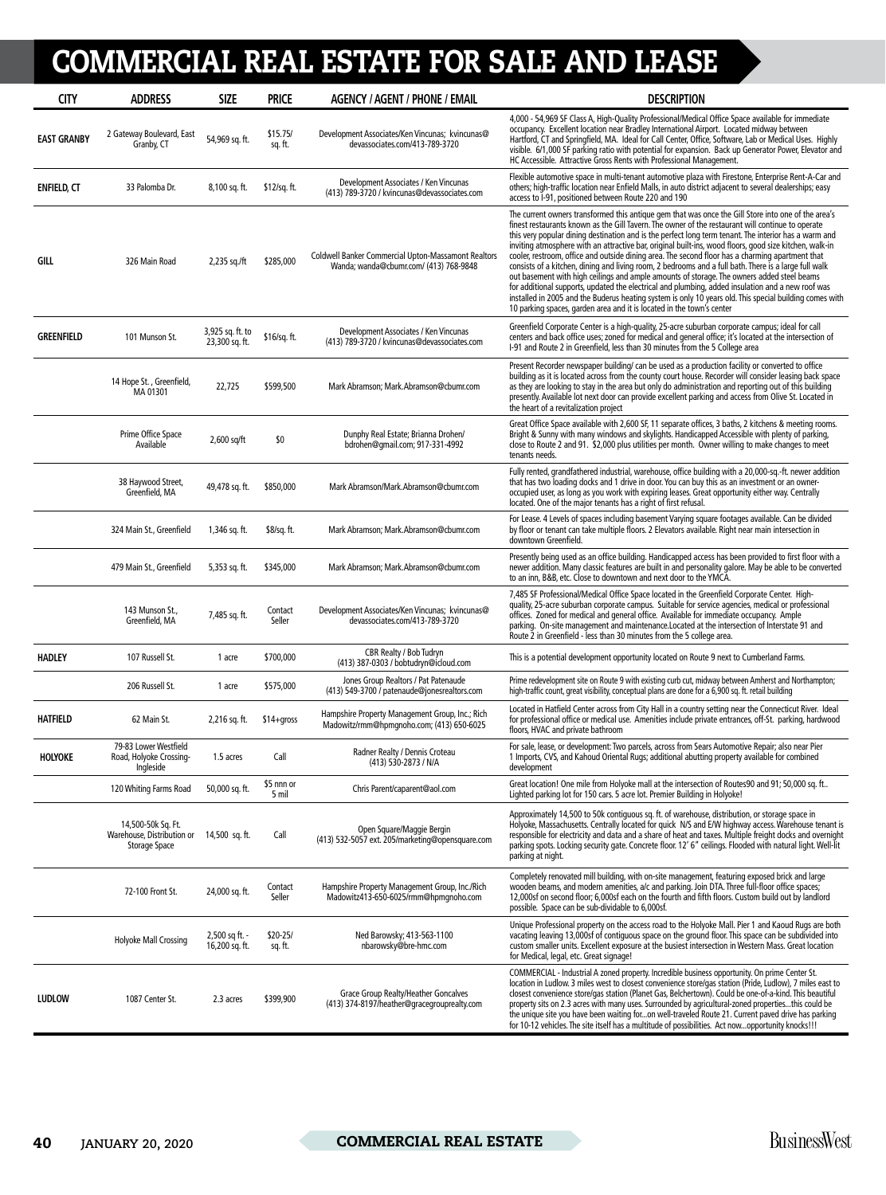# COMMERCIAL REAL ESTATE FOR SALE AND LEASE

| CITY | ADDRESS | SIZE | PRICE | AGENCY / AGENT / PHONE / EMAIL | DESCRIPTION |
|---|---|---|---|---|---|
| EAST GRANBY | 2 Gateway Boulevard, East Granby, CT | 54,969 sq. ft. | $15.75/ sq. ft. | Development Associates/Ken Vincunas; kvincunas@ devassociates.com/413-789-3720 | 4,000 - 54,969 SF Class A, High-Quality Professional/Medical Office Space available for immediate occupancy. Excellent location near Bradley International Airport. Located midway between Hartford, CT and Springfield, MA. Ideal for Call Center, Office, Software, Lab or Medical Uses. Highly visible. 6/1,000 SF parking ratio with potential for expansion. Back up Generator Power, Elevator and HC Accessible. Attractive Gross Rents with Professional Management. |
| ENFIELD, CT | 33 Palomba Dr. | 8,100 sq. ft. | $12/sq. ft. | Development Associates / Ken Vincunas (413) 789-3720 / kvincunas@devassociates.com | Flexible automotive space in multi-tenant automotive plaza with Firestone, Enterprise Rent-A-Car and others; high-traffic location near Enfield Malls, in auto district adjacent to several dealerships; easy access to I-91, positioned between Route 220 and 190 |
| GILL | 326 Main Road | 2,235 sq./ft | $285,000 | Coldwell Banker Commercial Upton-Massamont Realtors Wanda; wanda@cbumr.com/ (413) 768-9848 | The current owners transformed this antique gem that was once the Gill Store into one of the area's finest restaurants known as the Gill Tavern. The owner of the restaurant will continue to operate this very popular dining destination and is the perfect long term tenant. The interior has a warm and inviting atmosphere with an attractive bar, original built-ins, wood floors, good size kitchen, walk-in cooler, restroom, office and outside dining area. The second floor has a charming apartment that consists of a kitchen, dining and living room, 2 bedrooms and a full bath. There is a large full walk out basement with high ceilings and ample amounts of storage. The owners added steel beams for additional supports, updated the electrical and plumbing, added insulation and a new roof was installed in 2005 and the Buderus heating system is only 10 years old. This special building comes with 10 parking spaces, garden area and it is located in the town's center |
| GREENFIELD | 101 Munson St. | 3,925 sq. ft. to 23,300 sq. ft. | $16/sq. ft. | Development Associates / Ken Vincunas (413) 789-3720 / kvincunas@devassociates.com | Greenfield Corporate Center is a high-quality, 25-acre suburban corporate campus; ideal for call centers and back office uses; zoned for medical and general office; it's located at the intersection of I-91 and Route 2 in Greenfield, less than 30 minutes from the 5 College area |
| | 14 Hope St. , Greenfield, MA 01301 | 22,725 | $599,500 | Mark Abramson; Mark.Abramson@cbumr.com | Present Recorder newspaper building/ can be used as a production facility or converted to office building as it is located across from the county court house. Recorder will consider leasing back space as they are looking to stay in the area but only do administration and reporting out of this building presently. Available lot next door can provide excellent parking and access from Olive St. Located in the heart of a revitalization project |
| | Prime Office Space Available | 2,600 sq/ft | $0 | Dunphy Real Estate; Brianna Drohen/ bdrohen@gmail.com; 917-331-4992 | Great Office Space available with 2,600 SF, 11 separate offices, 3 baths, 2 kitchens & meeting rooms. Bright & Sunny with many windows and skylights. Handicapped Accessible with plenty of parking, close to Route 2 and 91. $2,000 plus utilities per month. Owner willing to make changes to meet tenants needs. |
| | 38 Haywood Street, Greenfield, MA | 49,478 sq. ft. | $850,000 | Mark Abramson/Mark.Abramson@cbumr.com | Fully rented, grandfathered industrial, warehouse, office building with a 20,000-sq.-ft. newer addition that has two loading docks and 1 drive in door. You can buy this as an investment or an owner-occupied user, as long as you work with expiring leases. Great opportunity either way. Centrally located. One of the major tenants has a right of first refusal. |
| | 324 Main St., Greenfield | 1,346 sq. ft. | $8/sq. ft. | Mark Abramson; Mark.Abramson@cbumr.com | For Lease. 4 Levels of spaces including basement Varying square footages available. Can be divided by floor or tenant can take multiple floors. 2 Elevators available. Right near main intersection in downtown Greenfield. |
| | 479 Main St., Greenfield | 5,353 sq. ft. | $345,000 | Mark Abramson; Mark.Abramson@cbumr.com | Presently being used as an office building. Handicapped access has been provided to first floor with a newer addition. Many classic features are built in and personality galore. May be able to be converted to an inn, B&B, etc. Close to downtown and next door to the YMCA. |
| | 143 Munson St., Greenfield, MA | 7,485 sq. ft. | Contact Seller | Development Associates/Ken Vincunas; kvincunas@ devassociates.com/413-789-3720 | 7,485 SF Professional/Medical Office Space located in the Greenfield Corporate Center. High-quality, 25-acre suburban corporate campus. Suitable for service agencies, medical or professional offices. Zoned for medical and general office. Available for immediate occupancy. Ample parking. On-site management and maintenance.Located at the intersection of Interstate 91 and Route 2 in Greenfield - less than 30 minutes from the 5 college area. |
| HADLEY | 107 Russell St. | 1 acre | $700,000 | CBR Realty / Bob Tudryn (413) 387-0303 / bobtudryn@icloud.com | This is a potential development opportunity located on Route 9 next to Cumberland Farms. |
| | 206 Russell St. | 1 acre | $575,000 | Jones Group Realtors / Pat Patenaude (413) 549-3700 / patenaude@jonesrealtors.com | Prime redevelopment site on Route 9 with existing curb cut, midway between Amherst and Northampton; high-traffic count, great visibility, conceptual plans are done for a 6,900 sq. ft. retail building |
| HATFIELD | 62 Main St. | 2,216 sq. ft. | $14+gross | Hampshire Property Management Group, Inc.; Rich Madowitz/rmm@hpmgnoho.com; (413) 650-6025 | Located in Hatfield Center across from City Hall in a country setting near the Connecticut River. Ideal for professional office or medical use. Amenities include private entrances, off-St. parking, hardwood floors, HVAC and private bathroom |
| HOLYOKE | 79-83 Lower Westfield Road, Holyoke Crossing-Ingleside | 1.5 acres | Call | Radner Realty / Dennis Croteau (413) 530-2873 / N/A | For sale, lease, or development: Two parcels, across from Sears Automotive Repair; also near Pier 1 Imports, CVS, and Kahoud Oriental Rugs; additional abutting property available for combined development |
| | 120 Whiting Farms Road | 50,000 sq. ft. | $5 nnn or 5 mil | Chris Parent/caparent@aol.com | Great location! One mile from Holyoke mall at the intersection of Routes90 and 91; 50,000 sq. ft.. Lighted parking lot for 150 cars. 5 acre lot. Premier Building in Holyoke! |
| | 14,500-50k Sq. Ft. Warehouse, Distribution or Storage Space | 14,500 sq. ft. | Call | Open Square/Maggie Bergin (413) 532-5057 ext. 205/marketing@opensquare.com | Approximately 14,500 to 50k contiguous sq. ft. of warehouse, distribution, or storage space in Holyoke, Massachusetts. Centrally located for quick N/S and E/W highway access. Warehouse tenant is responsible for electricity and data and a share of heat and taxes. Multiple freight docks and overnight parking spots. Locking security gate. Concrete floor. 12' 6" ceilings. Flooded with natural light. Well-lit parking at night. |
| | 72-100 Front St. | 24,000 sq. ft. | Contact Seller | Hampshire Property Management Group, Inc./Rich Madowitz413-650-6025/rmm@hpmgnoho.com | Completely renovated mill building, with on-site management, featuring exposed brick and large wooden beams, and modern amenities, a/c and parking. Join DTA. Three full-floor office spaces; 12,000sf on second floor; 6,000sf each on the fourth and fifth floors. Custom build out by landlord possible. Space can be sub-dividable to 6,000sf. |
| | Holyoke Mall Crossing | 2,500 sq ft. - 16,200 sq. ft. | $20-25/ sq. ft. | Ned Barowsky; 413-563-1100 nbarowsky@bre-hmc.com | Unique Professional property on the access road to the Holyoke Mall. Pier 1 and Kaoud Rugs are both vacating leaving 13,000sf of contiguous space on the ground floor. This space can be subdivided into custom smaller units. Excellent exposure at the busiest intersection in Western Mass. Great location for Medical, legal, etc. Great signage! |
| LUDLOW | 1087 Center St. | 2.3 acres | $399,900 | Grace Group Realty/Heather Goncalves (413) 374-8197/heather@gracegrouprealty.com | COMMERCIAL - Industrial A zoned property. Incredible business opportunity. On prime Center St. location in Ludlow. 3 miles west to closest convenience store/gas station (Pride, Ludlow), 7 miles east to closest convenience store/gas station (Planet Gas, Belchertown). Could be one-of-a-kind. This beautiful property sits on 2.3 acres with many uses. Surrounded by agricultural-zoned properties...this could be the unique site you have been waiting for...on well-traveled Route 21. Current paved drive has parking for 10-12 vehicles. The site itself has a multitude of possibilities. Act now...opportunity knocks!!! |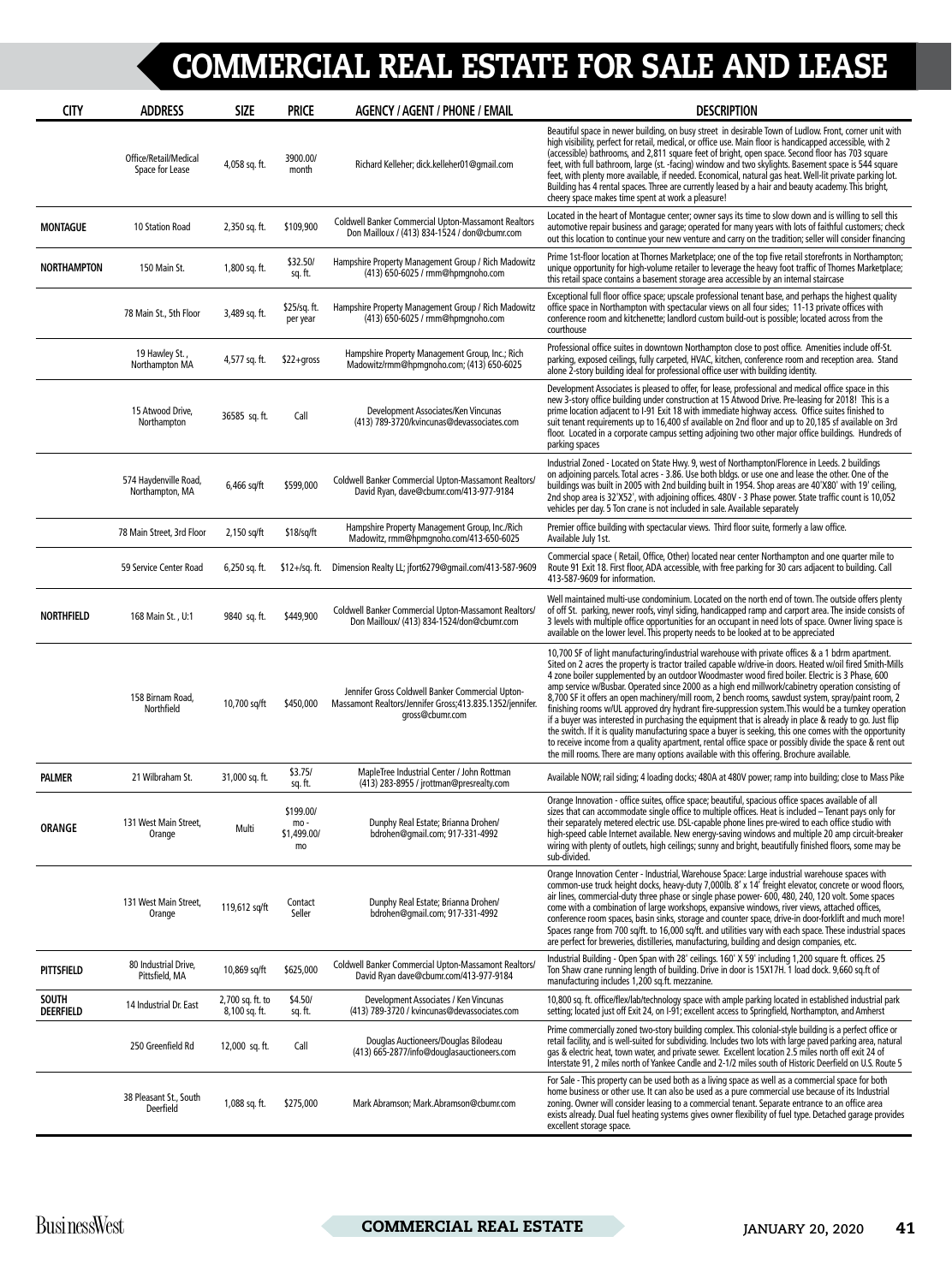# COMMERCIAL REAL ESTATE FOR SALE AND LEASE

| CITY | ADDRESS | SIZE | PRICE | AGENCY / AGENT / PHONE / EMAIL | DESCRIPTION |
|---|---|---|---|---|---|
| | Office/Retail/Medical Space for Lease | 4,058 sq. ft. | 3900.00/ month | Richard Kelleher; dick.kelleher01@gmail.com | Beautiful space in newer building, on busy street in desirable Town of Ludlow. Front, corner unit with high visibility, perfect for retail, medical, or office use. Main floor is handicapped accessible, with 2 (accessible) bathrooms, and 2,811 square feet of bright, open space. Second floor has 703 square feet, with full bathroom, large (st. -facing) window and two skylights. Basement space is 544 square feet, with plenty more available, if needed. Economical, natural gas heat. Well-lit private parking lot. Building has 4 rental spaces. Three are currently leased by a hair and beauty academy. This bright, cheery space makes time spent at work a pleasure! |
| MONTAGUE | 10 Station Road | 2,350 sq. ft. | $109,900 | Coldwell Banker Commercial Upton-Massamont Realtors Don Mailloux / (413) 834-1524 / don@cbumr.com | Located in the heart of Montague center; owner says its time to slow down and is willing to sell this automotive repair business and garage; operated for many years with lots of faithful customers; check out this location to continue your new venture and carry on the tradition; seller will consider financing |
| NORTHAMPTON | 150 Main St. | 1,800 sq. ft. | $32.50/ sq. ft. | Hampshire Property Management Group / Rich Madowitz (413) 650-6025 / rmm@hpmgnoho.com | Prime 1st-floor location at Thornes Marketplace; one of the top five retail storefronts in Northampton; unique opportunity for high-volume retailer to leverage the heavy foot traffic of Thornes Marketplace; this retail space contains a basement storage area accessible by an internal staircase |
| | 78 Main St., 5th Floor | 3,489 sq. ft. | $25/sq. ft. per year | Hampshire Property Management Group / Rich Madowitz (413) 650-6025 / rmm@hpmgnoho.com | Exceptional full floor office space; upscale professional tenant base, and perhaps the highest quality office space in Northampton with spectacular views on all four sides; 11-13 private offices with conference room and kitchenette; landlord custom build-out is possible; located across from the courthouse |
| | 19 Hawley St. , Northampton MA | 4,577 sq. ft. | $22+gross | Hampshire Property Management Group, Inc.; Rich Madowitz/rmm@hpmgnoho.com; (413) 650-6025 | Professional office suites in downtown Northampton close to post office. Amenities include off-St. parking, exposed ceilings, fully carpeted, HVAC, kitchen, conference room and reception area. Stand alone 2-story building ideal for professional office user with building identity. |
| | 15 Atwood Drive, Northampton | 36585 sq. ft. | Call | Development Associates/Ken Vincunas (413) 789-3720/kvincunas@devassociates.com | Development Associates is pleased to offer, for lease, professional and medical office space in this new 3-story office building under construction at 15 Atwood Drive. Pre-leasing for 2018! This is a prime location adjacent to I-91 Exit 18 with immediate highway access. Office suites finished to suit tenant requirements up to 16,400 sf available on 2nd floor and up to 20,185 sf available on 3rd floor. Located in a corporate campus setting adjoining two other major office buildings. Hundreds of parking spaces |
| | 574 Haydenville Road, Northampton, MA | 6,466 sq/ft | $599,000 | Coldwell Banker Commercial Upton-Massamont Realtors/ David Ryan, dave@cbumr.com/413-977-9184 | Industrial Zoned - Located on State Hwy. 9, west of Northampton/Florence in Leeds. 2 buildings on adjoining parcels. Total acres - 3.86. Use both bldgs. or use one and lease the other. One of the buildings was built in 2005 with 2nd building built in 1954. Shop areas are 40'X80' with 19' ceiling, 2nd shop area is 32'X52', with adjoining offices. 480V - 3 Phase power. State traffic count is 10,052 vehicles per day. 5 Ton crane is not included in sale. Available separately |
| | 78 Main Street, 3rd Floor | 2,150 sq/ft | $18/sq/ft | Hampshire Property Management Group, Inc./Rich Madowitz, rmm@hpmgnoho.com/413-650-6025 | Premier office building with spectacular views. Third floor suite, formerly a law office. Available July 1st. |
| | 59 Service Center Road | 6,250 sq. ft. | $12+/sq. ft. | Dimension Realty LL; jfort6279@gmail.com/413-587-9609 | Commercial space ( Retail, Office, Other) located near center Northampton and one quarter mile to Route 91 Exit 18. First floor, ADA accessible, with free parking for 30 cars adjacent to building. Call 413-587-9609 for information. |
| NORTHFIELD | 168 Main St. , U:1 | 9840 sq. ft. | $449,900 | Coldwell Banker Commercial Upton-Massamont Realtors/ Don Mailloux/ (413) 834-1524/don@cbumr.com | Well maintained multi-use condominium. Located on the north end of town. The outside offers plenty of off St. parking, newer roofs, vinyl siding, handicapped ramp and carport area. The inside consists of 3 levels with multiple office opportunities for an occupant in need lots of space. Owner living space is available on the lower level. This property needs to be looked at to be appreciated |
| | 158 Birnam Road, Northfield | 10,700 sq/ft | $450,000 | Jennifer Gross Coldwell Banker Commercial Upton-Massamont Realtors/Jennifer Gross;413.835.1352/jennifer.gross@cbumr.com | 10,700 SF of light manufacturing/industrial warehouse with private offices & a 1 bdrm apartment. Sited on 2 acres the property is tractor trailed capable w/drive-in doors. Heated w/oil fired Smith-Mills 4 zone boiler supplemented by an outdoor Woodmaster wood fired boiler. Electric is 3 Phase, 600 amp service w/Busbar. Operated since 2000 as a high end millwork/cabinetry operation consisting of 8,700 SF it offers an open machinery/mill room, 2 bench rooms, sawdust system, spray/paint room, 2 finishing rooms w/UL approved dry hydrant fire-suppression system.This would be a turnkey operation if a buyer was interested in purchasing the equipment that is already in place & ready to go. Just flip the switch. If it is quality manufacturing space a buyer is seeking, this one comes with the opportunity to receive income from a quality apartment, rental office space or possibly divide the space & rent out the mill rooms. There are many options available with this offering. Brochure available. |
| PALMER | 21 Wilbraham St. | 31,000 sq. ft. | $3.75/ sq. ft. | MapleTree Industrial Center / John Rottman (413) 283-8955 / jrottman@presrealty.com | Available NOW; rail siding; 4 loading docks; 480A at 480V power; ramp into building; close to Mass Pike |
| ORANGE | 131 West Main Street, Orange | Multi | $199.00/ mo - $1,499.00/ mo | Dunphy Real Estate; Brianna Drohen/ bdrohen@gmail.com; 917-331-4992 | Orange Innovation - office suites, office space; beautiful, spacious office spaces available of all sizes that can accommodate single office to multiple offices. Heat is included – Tenant pays only for their separately metered electric use. DSL-capable phone lines pre-wired to each office studio with high-speed cable Internet available. New energy-saving windows and multiple 20 amp circuit-breaker wiring with plenty of outlets, high ceilings; sunny and bright, beautifully finished floors, some may be sub-divided. |
| | 131 West Main Street, Orange | 119,612 sq/ft | Contact Seller | Dunphy Real Estate; Brianna Drohen/ bdrohen@gmail.com; 917-331-4992 | Orange Innovation Center - Industrial, Warehouse Space: Large industrial warehouse spaces with common-use truck height docks, heavy-duty 7,000lb. 8' x 14' freight elevator, concrete or wood floors, air lines, commercial-duty three phase or single phase power- 600, 480, 240, 120 volt. Some spaces come with a combination of large workshops, expansive windows, river views, attached offices, conference room spaces, basin sinks, storage and counter space, drive-in door-forklift and much more! Spaces range from 700 sq/ft. to 16,000 sq/ft. and utilities vary with each space. These industrial spaces are perfect for breweries, distilleries, manufacturing, building and design companies, etc. |
| PITTSFIELD | 80 Industrial Drive, Pittsfield, MA | 10,869 sq/ft | $625,000 | Coldwell Banker Commercial Upton-Massamont Realtors/ David Ryan dave@cbumr.com/413-977-9184 | Industrial Building - Open Span with 28' ceilings. 160' X 59' including 1,200 square ft. offices. 25 Ton Shaw crane running length of building. Drive in door is 15X17H. 1 load dock. 9,660 sq.ft of manufacturing includes 1,200 sq.ft. mezzanine. |
| SOUTH DEERFIELD | 14 Industrial Dr. East | 2,700 sq. ft. to 8,100 sq. ft. | $4.50/ sq. ft. | Development Associates / Ken Vincunas (413) 789-3720 / kvincunas@devassociates.com | 10,800 sq. ft. office/flex/lab/technology space with ample parking located in established industrial park setting; located just off Exit 24, on I-91; excellent access to Springfield, Northampton, and Amherst |
| | 250 Greenfield Rd | 12,000 sq. ft. | Call | Douglas Auctioneers/Douglas Bilodeau (413) 665-2877/info@douglasauctioneers.com | Prime commercially zoned two-story building complex. This colonial-style building is a perfect office or retail facility, and is well-suited for subdividing. Includes two lots with large paved parking area, natural gas & electric heat, town water, and private sewer. Excellent location 2.5 miles north off exit 24 of Interstate 91, 2 miles north of Yankee Candle and 2-1/2 miles south of Historic Deerfield on U.S. Route 5 |
| | 38 Pleasant St., South Deerfield | 1,088 sq. ft. | $275,000 | Mark Abramson; Mark.Abramson@cbumr.com | For Sale - This property can be used both as a living space as well as a commercial space for both home business or other use. It can also be used as a pure commercial use because of its Industrial zoning. Owner will consider leasing to a commercial tenant. Separate entrance to an office area exists already. Dual fuel heating systems gives owner flexibility of fuel type. Detached garage provides excellent storage space. |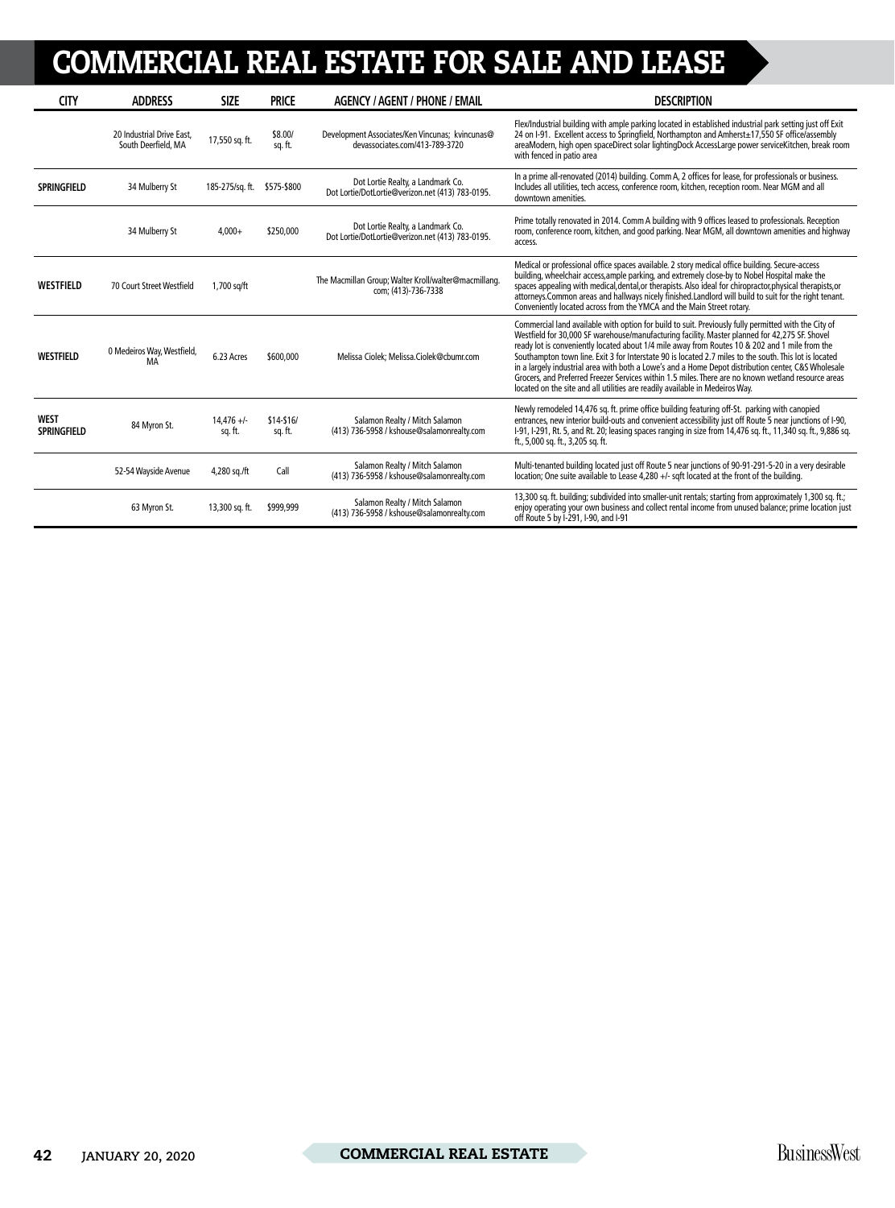# COMMERCIAL REAL ESTATE FOR SALE AND LEASE

| CITY | ADDRESS | SIZE | PRICE | AGENCY / AGENT / PHONE / EMAIL | DESCRIPTION |
|---|---|---|---|---|---|
| | 20 Industrial Drive East, South Deerfield, MA | 17,550 sq. ft. | $8.00/ sq. ft. | Development Associates/Ken Vincunas; kvincunas@ devassociates.com/413-789-3720 | Flex/Industrial building with ample parking located in established industrial park setting just off Exit 24 on I-91. Excellent access to Springfield, Northampton and Amherst±17,550 SF office/assembly areaModern, high open spaceDirect solar lightingDock AccessLarge power serviceKitchen, break room with fenced in patio area |
| SPRINGFIELD | 34 Mulberry St | 185-275/sq. ft. | $575-$800 | Dot Lortie Realty, a Landmark Co. Dot Lortie/DotLortie@verizon.net (413) 783-0195. | In a prime all-renovated (2014) building. Comm A, 2 offices for lease, for professionals or business. Includes all utilities, tech access, conference room, kitchen, reception room. Near MGM and all downtown amenities. |
| | 34 Mulberry St | 4,000+ | $250,000 | Dot Lortie Realty, a Landmark Co. Dot Lortie/DotLortie@verizon.net (413) 783-0195. | Prime totally renovated in 2014. Comm A building with 9 offices leased to professionals. Reception room, conference room, kitchen, and good parking. Near MGM, all downtown amenities and highway access. |
| WESTFIELD | 70 Court Street Westfield | 1,700 sq/ft | | The Macmillan Group; Walter Kroll/walter@macmillang. com; (413)-736-7338 | Medical or professional office spaces available. 2 story medical office building. Secure-access building, wheelchair access,ample parking, and extremely close-by to Nobel Hospital make the spaces appealing with medical,dental,or therapists. Also ideal for chiropractor,physical therapists,or attorneys.Common areas and hallways nicely finished.Landlord will build to suit for the right tenant. Conveniently located across from the YMCA and the Main Street rotary. |
| WESTFIELD | 0 Medeiros Way, Westfield, MA | 6.23 Acres | $600,000 | Melissa Ciolek; Melissa.Ciolek@cbumr.com | Commercial land available with option for build to suit. Previously fully permitted with the City of Westfield for 30,000 SF warehouse/manufacturing facility. Master planned for 42,275 SF. Shovel ready lot is conveniently located about 1/4 mile away from Routes 10 & 202 and 1 mile from the Southampton town line. Exit 3 for Interstate 90 is located 2.7 miles to the south. This lot is located in a largely industrial area with both a Lowe's and a Home Depot distribution center, C&S Wholesale Grocers, and Preferred Freezer Services within 1.5 miles. There are no known wetland resource areas located on the site and all utilities are readily available in Medeiros Way. |
| WEST SPRINGFIELD | 84 Myron St. | 14,476 +/- sq. ft. | $14-$16/ sq. ft. | Salamon Realty / Mitch Salamon (413) 736-5958 / kshouse@salamonrealty.com | Newly remodeled 14,476 sq. ft. prime office building featuring off-St. parking with canopied entrances, new interior build-outs and convenient accessibility just off Route 5 near junctions of I-90, I-91, I-291, Rt. 5, and Rt. 20; leasing spaces ranging in size from 14,476 sq. ft., 11,340 sq. ft., 9,886 sq. ft., 5,000 sq. ft., 3,205 sq. ft. |
| | 52-54 Wayside Avenue | 4,280 sq./ft | Call | Salamon Realty / Mitch Salamon (413) 736-5958 / kshouse@salamonrealty.com | Multi-tenanted building located just off Route 5 near junctions of 90-91-291-5-20 in a very desirable location; One suite available to Lease 4,280 +/- sqft located at the front of the building. |
| | 63 Myron St. | 13,300 sq. ft. | $999,999 | Salamon Realty / Mitch Salamon (413) 736-5958 / kshouse@salamonrealty.com | 13,300 sq. ft. building; subdivided into smaller-unit rentals; starting from approximately 1,300 sq. ft.; enjoy operating your own business and collect rental income from unused balance; prime location just off Route 5 by I-291, I-90, and I-91 |